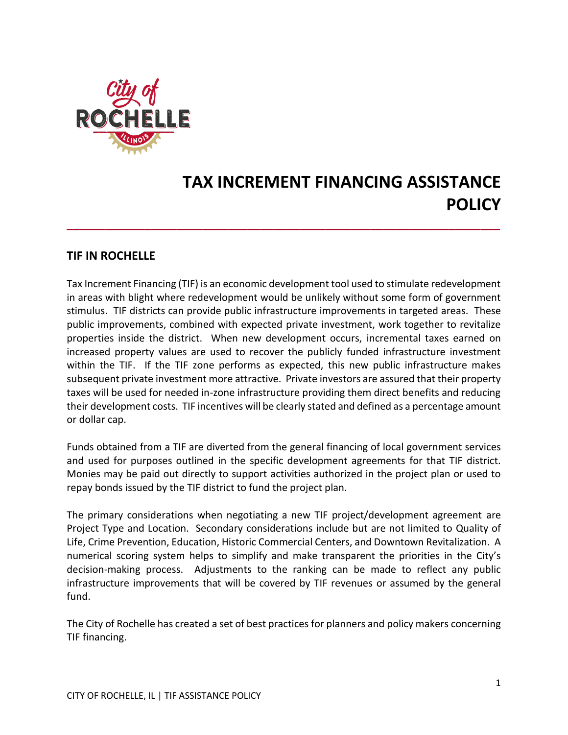# TAX INCREMENT FINANCING ASSISTANCE POLICY

## TIF IN ROCHELLE

Tax Increment Financing (TIF) is an economic development tool used to stimulate redevelopment in areas with blight where redevelopment would be unlikely without some form of government stimulus. TIF districts can provide public infrastructure improvements in targeted areas. These public improvements, combined with expected private investment, work together to revitalize properties inside the district. When new development occurs, incremental taxes earned on increased property values are used to recover the publicly funded infrastructure investment within the TIF. If the TIF zone performs as expected, this new public infrastructure makes subsequent private investment more attractive. Private investors are assured that their property taxes will be used for needed in-zone infrastructure providing them direct benefits and reducing their development costs. TIF incentives will be clearly stated and defined as a percentage amount or dollar cap.

Funds obtained from a TIF are diverted from the general financing of local government services and used for purposes outlined in the specific development agreements for that TIF district. Monies may be paid out directly to support activities authorized in the project plan or used to repay bonds issued by the TIF district to fund the project plan.

The primary considerations when negotiating a new TIF project/development agreement are Project Type and Location. Secondary considerations include but are not limited to Quality of Life, Crime Prevention, Education, Historic Commercial Centers, and Downtown Revitalization. A numerical scoring system helps to simplify and make transparent the priorities in the City's decision-making process. Adjustments to the ranking can be made to reflect any public infrastructure improvements that will be covered by TIF revenues or assumed by the general fund.

The City of Rochelle has created a set of best practices for planners and policy makers concerning TIF financing.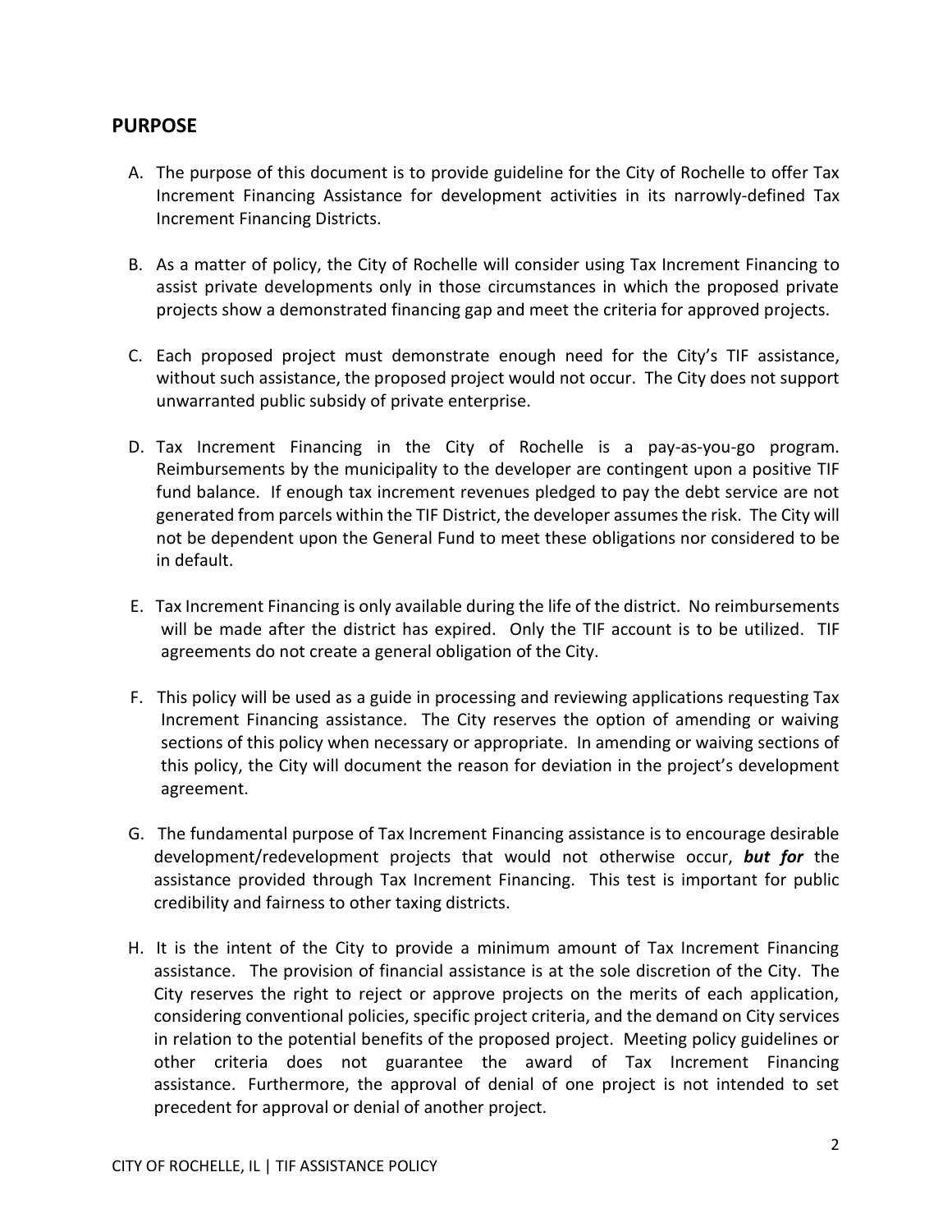## PURPOSE

A. The purpose of this document is to provide guideline for the City of Rochelle to offer Tax Increment Financing Assistance for development activities in its narrowly-defined Tax Increment Financing Districts.

B. As a matter of policy, the City of Rochelle will consider using Tax Increment Financing to assist private developments only in those circumstances in which the proposed private projects show a demonstrated financing gap and meet the criteria for approved projects.

C. Each proposed project must demonstrate enough need for the City's TIF assistance, without such assistance, the proposed project would not occur. The City does not support unwarranted public subsidy of private enterprise.

D. Tax Increment Financing in the City of Rochelle is a pay-as-you-go program. Reimbursements by the municipality to the developer are contingent upon a positive TIF fund balance. If enough tax increment revenues pledged to pay the debt service are not generated from parcels within the TIF District, the developer assumes the risk. The City will not be dependent upon the General Fund to meet these obligations nor considered to be in default.

E. Tax Increment Financing is only available during the life of the district. No reimbursements will be made after the district has expired. Only the TIF account is to be utilized. TIF agreements do not create a general obligation of the City.

F. This policy will be used as a guide in processing and reviewing applications requesting Tax Increment Financing assistance. The City reserves the option of amending or waiving sections of this policy when necessary or appropriate. In amending or waiving sections of this policy, the City will document the reason for deviation in the project's development agreement.

G. The fundamental purpose of Tax Increment Financing assistance is to encourage desirable development/redevelopment projects that would not otherwise occur, ***but for*** the assistance provided through Tax Increment Financing. This test is important for public credibility and fairness to other taxing districts.

H. It is the intent of the City to provide a minimum amount of Tax Increment Financing assistance. The provision of financial assistance is at the sole discretion of the City. The City reserves the right to reject or approve projects on the merits of each application, considering conventional policies, specific project criteria, and the demand on City services in relation to the potential benefits of the proposed project. Meeting policy guidelines or other criteria does not guarantee the award of Tax Increment Financing assistance. Furthermore, the approval of denial of one project is not intended to set precedent for approval or denial of another project.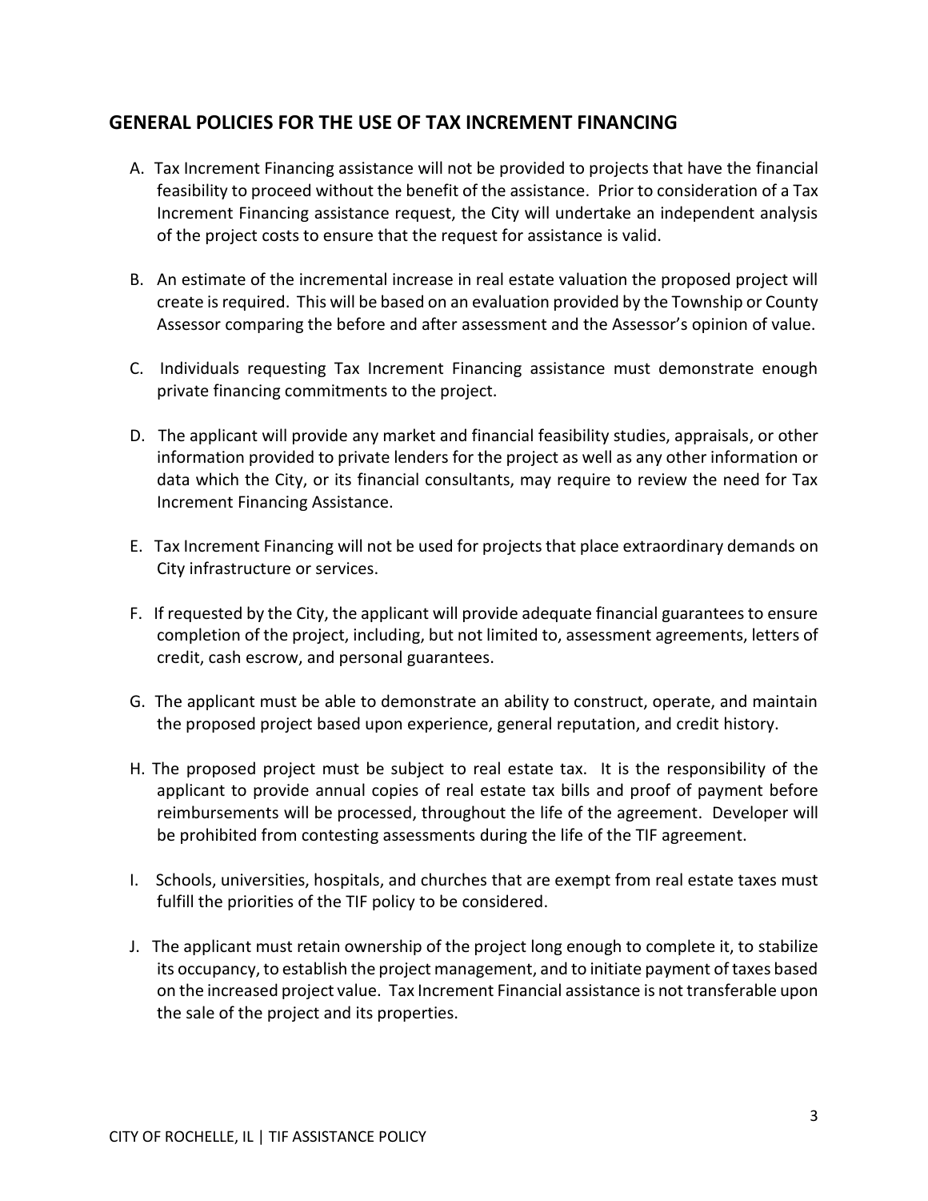## GENERAL POLICIES FOR THE USE OF TAX INCREMENT FINANCING

A. Tax Increment Financing assistance will not be provided to projects that have the financial feasibility to proceed without the benefit of the assistance. Prior to consideration of a Tax Increment Financing assistance request, the City will undertake an independent analysis of the project costs to ensure that the request for assistance is valid.

B. An estimate of the incremental increase in real estate valuation the proposed project will create is required. This will be based on an evaluation provided by the Township or County Assessor comparing the before and after assessment and the Assessor's opinion of value.

C. Individuals requesting Tax Increment Financing assistance must demonstrate enough private financing commitments to the project.

D. The applicant will provide any market and financial feasibility studies, appraisals, or other information provided to private lenders for the project as well as any other information or data which the City, or its financial consultants, may require to review the need for Tax Increment Financing Assistance.

E. Tax Increment Financing will not be used for projects that place extraordinary demands on City infrastructure or services.

F. If requested by the City, the applicant will provide adequate financial guarantees to ensure completion of the project, including, but not limited to, assessment agreements, letters of credit, cash escrow, and personal guarantees.

G. The applicant must be able to demonstrate an ability to construct, operate, and maintain the proposed project based upon experience, general reputation, and credit history.

H. The proposed project must be subject to real estate tax. It is the responsibility of the applicant to provide annual copies of real estate tax bills and proof of payment before reimbursements will be processed, throughout the life of the agreement. Developer will be prohibited from contesting assessments during the life of the TIF agreement.

I. Schools, universities, hospitals, and churches that are exempt from real estate taxes must fulfill the priorities of the TIF policy to be considered.

J. The applicant must retain ownership of the project long enough to complete it, to stabilize its occupancy, to establish the project management, and to initiate payment of taxes based on the increased project value. Tax Increment Financial assistance is not transferable upon the sale of the project and its properties.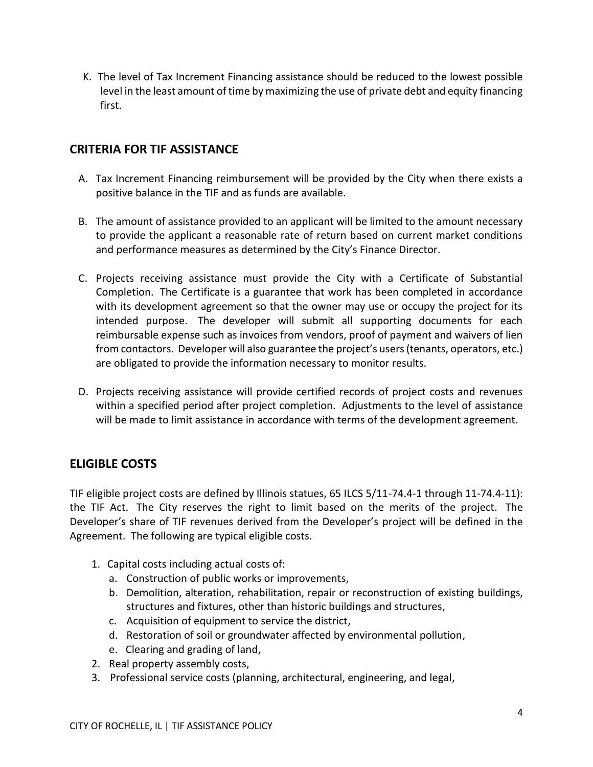K. The level of Tax Increment Financing assistance should be reduced to the lowest possible level in the least amount of time by maximizing the use of private debt and equity financing first.

## CRITERIA FOR TIF ASSISTANCE

A. Tax Increment Financing reimbursement will be provided by the City when there exists a positive balance in the TIF and as funds are available.

B. The amount of assistance provided to an applicant will be limited to the amount necessary to provide the applicant a reasonable rate of return based on current market conditions and performance measures as determined by the City's Finance Director.

C. Projects receiving assistance must provide the City with a Certificate of Substantial Completion. The Certificate is a guarantee that work has been completed in accordance with its development agreement so that the owner may use or occupy the project for its intended purpose. The developer will submit all supporting documents for each reimbursable expense such as invoices from vendors, proof of payment and waivers of lien from contactors. Developer will also guarantee the project's users (tenants, operators, etc.) are obligated to provide the information necessary to monitor results.

D. Projects receiving assistance will provide certified records of project costs and revenues within a specified period after project completion. Adjustments to the level of assistance will be made to limit assistance in accordance with terms of the development agreement.

## ELIGIBLE COSTS

TIF eligible project costs are defined by Illinois statues, 65 ILCS 5/11-74.4-1 through 11-74.4-11): the TIF Act. The City reserves the right to limit based on the merits of the project. The Developer's share of TIF revenues derived from the Developer's project will be defined in the Agreement. The following are typical eligible costs.

1. Capital costs including actual costs of:
   a. Construction of public works or improvements,
   b. Demolition, alteration, rehabilitation, repair or reconstruction of existing buildings, structures and fixtures, other than historic buildings and structures,
   c. Acquisition of equipment to service the district,
   d. Restoration of soil or groundwater affected by environmental pollution,
   e. Clearing and grading of land,
2. Real property assembly costs,
3. Professional service costs (planning, architectural, engineering, and legal,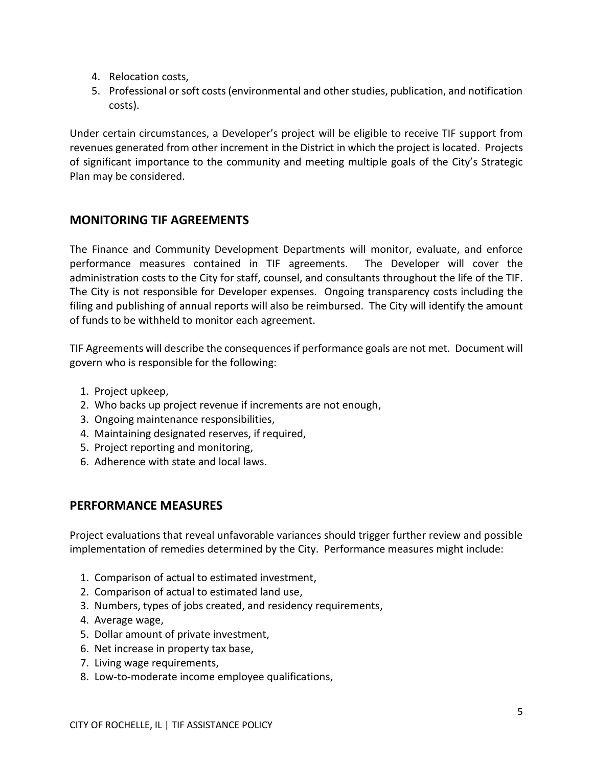4. Relocation costs,
5. Professional or soft costs (environmental and other studies, publication, and notification costs).

Under certain circumstances, a Developer's project will be eligible to receive TIF support from revenues generated from other increment in the District in which the project is located. Projects of significant importance to the community and meeting multiple goals of the City's Strategic Plan may be considered.

## MONITORING TIF AGREEMENTS

The Finance and Community Development Departments will monitor, evaluate, and enforce performance measures contained in TIF agreements. The Developer will cover the administration costs to the City for staff, counsel, and consultants throughout the life of the TIF. The City is not responsible for Developer expenses. Ongoing transparency costs including the filing and publishing of annual reports will also be reimbursed. The City will identify the amount of funds to be withheld to monitor each agreement.

TIF Agreements will describe the consequences if performance goals are not met. Document will govern who is responsible for the following:

1. Project upkeep,
2. Who backs up project revenue if increments are not enough,
3. Ongoing maintenance responsibilities,
4. Maintaining designated reserves, if required,
5. Project reporting and monitoring,
6. Adherence with state and local laws.

## PERFORMANCE MEASURES

Project evaluations that reveal unfavorable variances should trigger further review and possible implementation of remedies determined by the City. Performance measures might include:

1. Comparison of actual to estimated investment,
2. Comparison of actual to estimated land use,
3. Numbers, types of jobs created, and residency requirements,
4. Average wage,
5. Dollar amount of private investment,
6. Net increase in property tax base,
7. Living wage requirements,
8. Low-to-moderate income employee qualifications,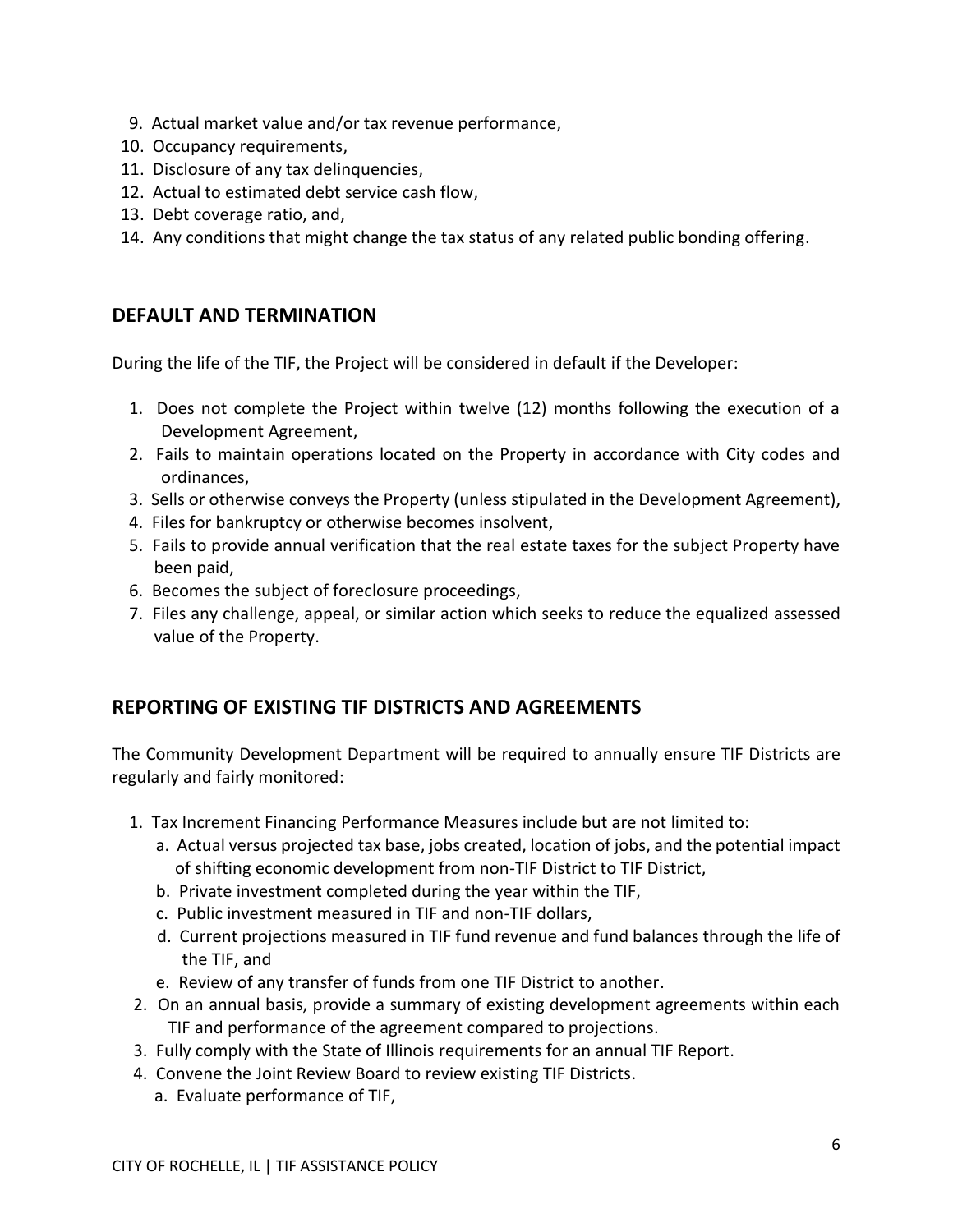9. Actual market value and/or tax revenue performance,
10. Occupancy requirements,
11. Disclosure of any tax delinquencies,
12. Actual to estimated debt service cash flow,
13. Debt coverage ratio, and,
14. Any conditions that might change the tax status of any related public bonding offering.

## DEFAULT AND TERMINATION

During the life of the TIF, the Project will be considered in default if the Developer:

1. Does not complete the Project within twelve (12) months following the execution of a Development Agreement,
2. Fails to maintain operations located on the Property in accordance with City codes and ordinances,
3. Sells or otherwise conveys the Property (unless stipulated in the Development Agreement),
4. Files for bankruptcy or otherwise becomes insolvent,
5. Fails to provide annual verification that the real estate taxes for the subject Property have been paid,
6. Becomes the subject of foreclosure proceedings,
7. Files any challenge, appeal, or similar action which seeks to reduce the equalized assessed value of the Property.

## REPORTING OF EXISTING TIF DISTRICTS AND AGREEMENTS

The Community Development Department will be required to annually ensure TIF Districts are regularly and fairly monitored:

1. Tax Increment Financing Performance Measures include but are not limited to:
   a. Actual versus projected tax base, jobs created, location of jobs, and the potential impact of shifting economic development from non-TIF District to TIF District,
   b. Private investment completed during the year within the TIF,
   c. Public investment measured in TIF and non-TIF dollars,
   d. Current projections measured in TIF fund revenue and fund balances through the life of the TIF, and
   e. Review of any transfer of funds from one TIF District to another.
2. On an annual basis, provide a summary of existing development agreements within each TIF and performance of the agreement compared to projections.
3. Fully comply with the State of Illinois requirements for an annual TIF Report.
4. Convene the Joint Review Board to review existing TIF Districts.
   a. Evaluate performance of TIF,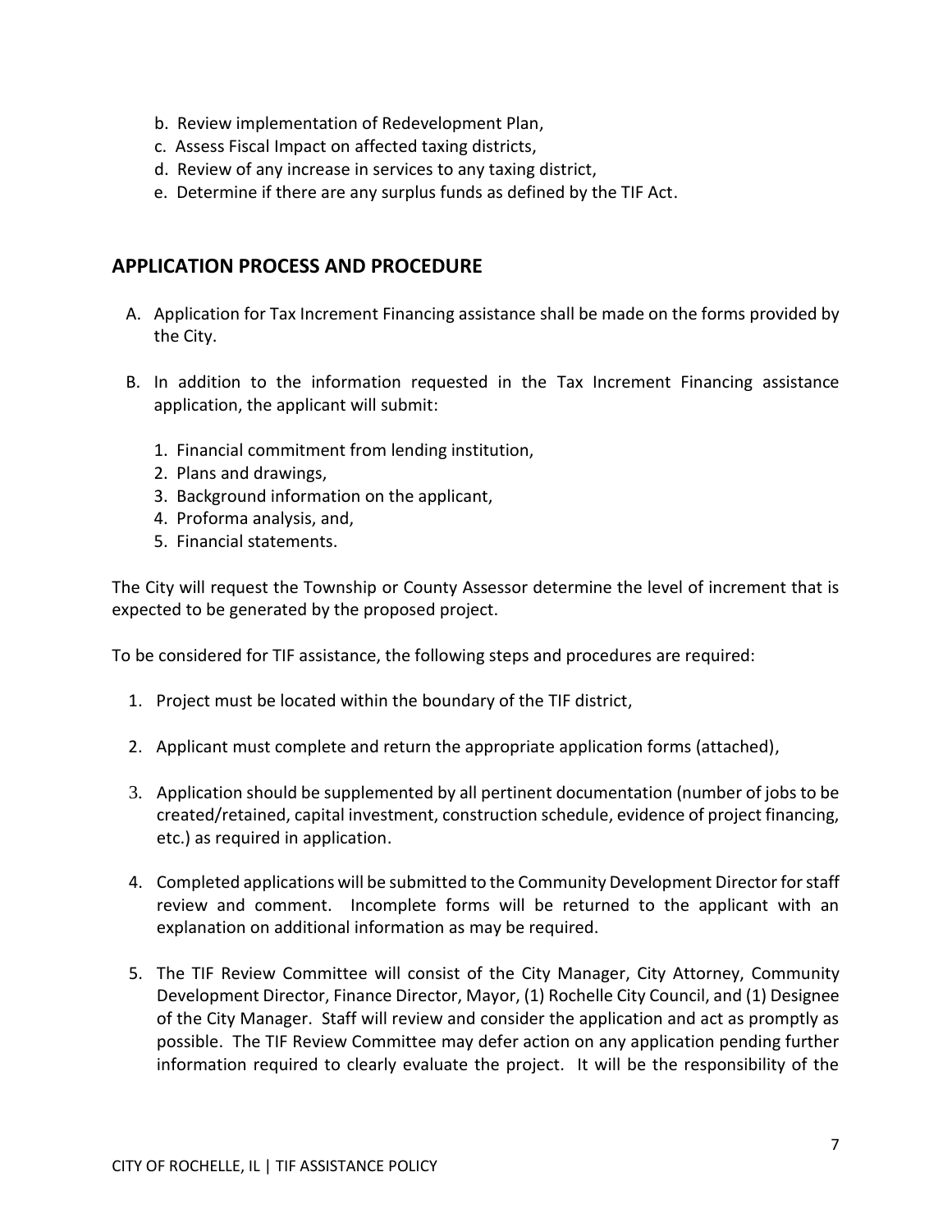b. Review implementation of Redevelopment Plan,
c. Assess Fiscal Impact on affected taxing districts,
d. Review of any increase in services to any taxing district,
e. Determine if there are any surplus funds as defined by the TIF Act.

## APPLICATION PROCESS AND PROCEDURE

A. Application for Tax Increment Financing assistance shall be made on the forms provided by the City.

B. In addition to the information requested in the Tax Increment Financing assistance application, the applicant will submit:

1. Financial commitment from lending institution,
2. Plans and drawings,
3. Background information on the applicant,
4. Proforma analysis, and,
5. Financial statements.

The City will request the Township or County Assessor determine the level of increment that is expected to be generated by the proposed project.

To be considered for TIF assistance, the following steps and procedures are required:

1. Project must be located within the boundary of the TIF district,

2. Applicant must complete and return the appropriate application forms (attached),

3. Application should be supplemented by all pertinent documentation (number of jobs to be created/retained, capital investment, construction schedule, evidence of project financing, etc.) as required in application.

4. Completed applications will be submitted to the Community Development Director for staff review and comment. Incomplete forms will be returned to the applicant with an explanation on additional information as may be required.

5. The TIF Review Committee will consist of the City Manager, City Attorney, Community Development Director, Finance Director, Mayor, (1) Rochelle City Council, and (1) Designee of the City Manager. Staff will review and consider the application and act as promptly as possible. The TIF Review Committee may defer action on any application pending further information required to clearly evaluate the project. It will be the responsibility of the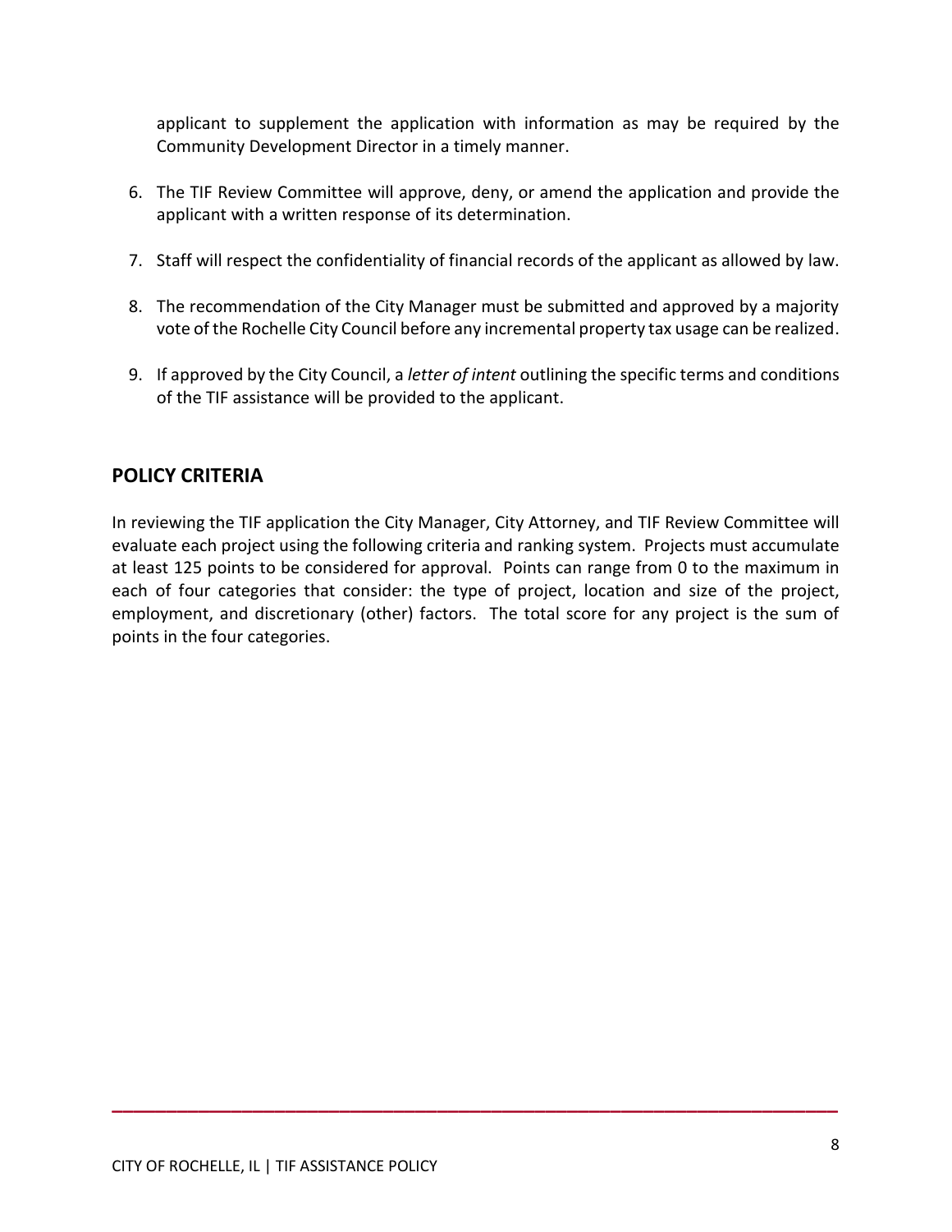applicant to supplement the application with information as may be required by the Community Development Director in a timely manner.

6. The TIF Review Committee will approve, deny, or amend the application and provide the applicant with a written response of its determination.

7. Staff will respect the confidentiality of financial records of the applicant as allowed by law.

8. The recommendation of the City Manager must be submitted and approved by a majority vote of the Rochelle City Council before any incremental property tax usage can be realized.

9. If approved by the City Council, a *letter of intent* outlining the specific terms and conditions of the TIF assistance will be provided to the applicant.

## POLICY CRITERIA

In reviewing the TIF application the City Manager, City Attorney, and TIF Review Committee will evaluate each project using the following criteria and ranking system. Projects must accumulate at least 125 points to be considered for approval. Points can range from 0 to the maximum in each of four categories that consider: the type of project, location and size of the project, employment, and discretionary (other) factors. The total score for any project is the sum of points in the four categories.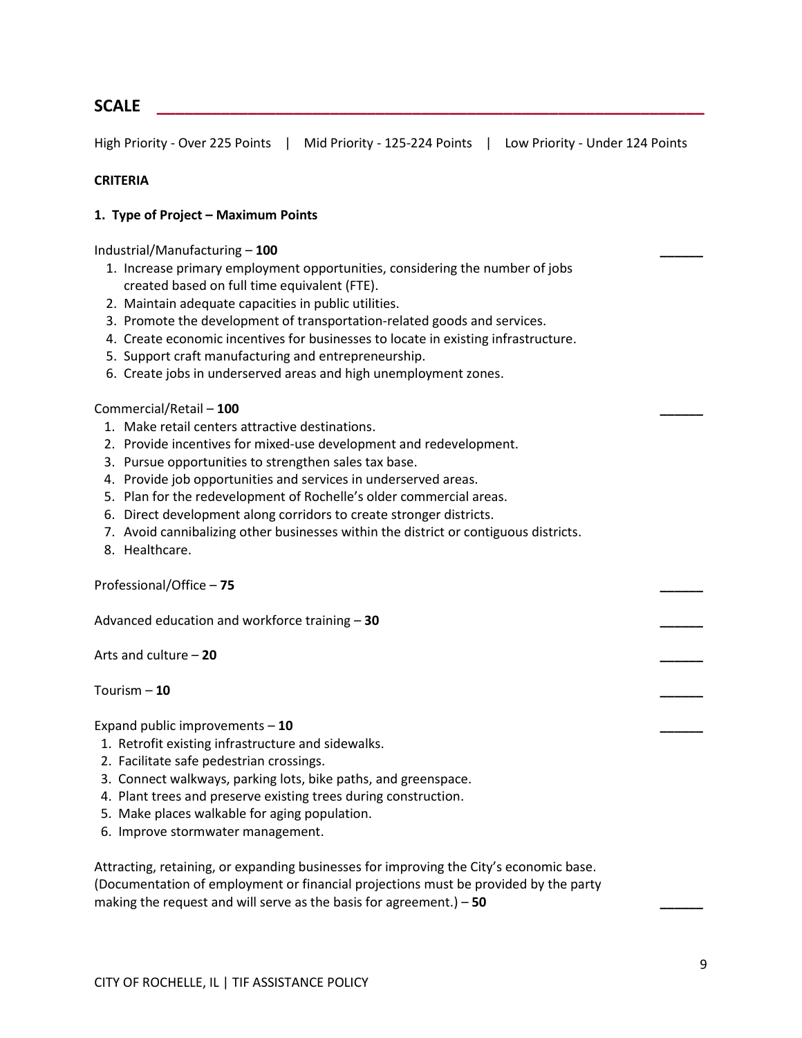## SCALE

High Priority - Over 225 Points | Mid Priority - 125-224 Points | Low Priority - Under 124 Points

**CRITERIA**

**1. Type of Project – Maximum Points**

Industrial/Manufacturing – **100** ______

1. Increase primary employment opportunities, considering the number of jobs created based on full time equivalent (FTE).
2. Maintain adequate capacities in public utilities.
3. Promote the development of transportation-related goods and services.
4. Create economic incentives for businesses to locate in existing infrastructure.
5. Support craft manufacturing and entrepreneurship.
6. Create jobs in underserved areas and high unemployment zones.

Commercial/Retail – **100** ______

1. Make retail centers attractive destinations.
2. Provide incentives for mixed-use development and redevelopment.
3. Pursue opportunities to strengthen sales tax base.
4. Provide job opportunities and services in underserved areas.
5. Plan for the redevelopment of Rochelle's older commercial areas.
6. Direct development along corridors to create stronger districts.
7. Avoid cannibalizing other businesses within the district or contiguous districts.
8. Healthcare.

Professional/Office – **75** ______

Advanced education and workforce training – **30** ______

Arts and culture – **20** ______

Tourism – **10** ______

Expand public improvements – **10** ______

1. Retrofit existing infrastructure and sidewalks.
2. Facilitate safe pedestrian crossings.
3. Connect walkways, parking lots, bike paths, and greenspace.
4. Plant trees and preserve existing trees during construction.
5. Make places walkable for aging population.
6. Improve stormwater management.

Attracting, retaining, or expanding businesses for improving the City's economic base. (Documentation of employment or financial projections must be provided by the party making the request and will serve as the basis for agreement.) – **50** ______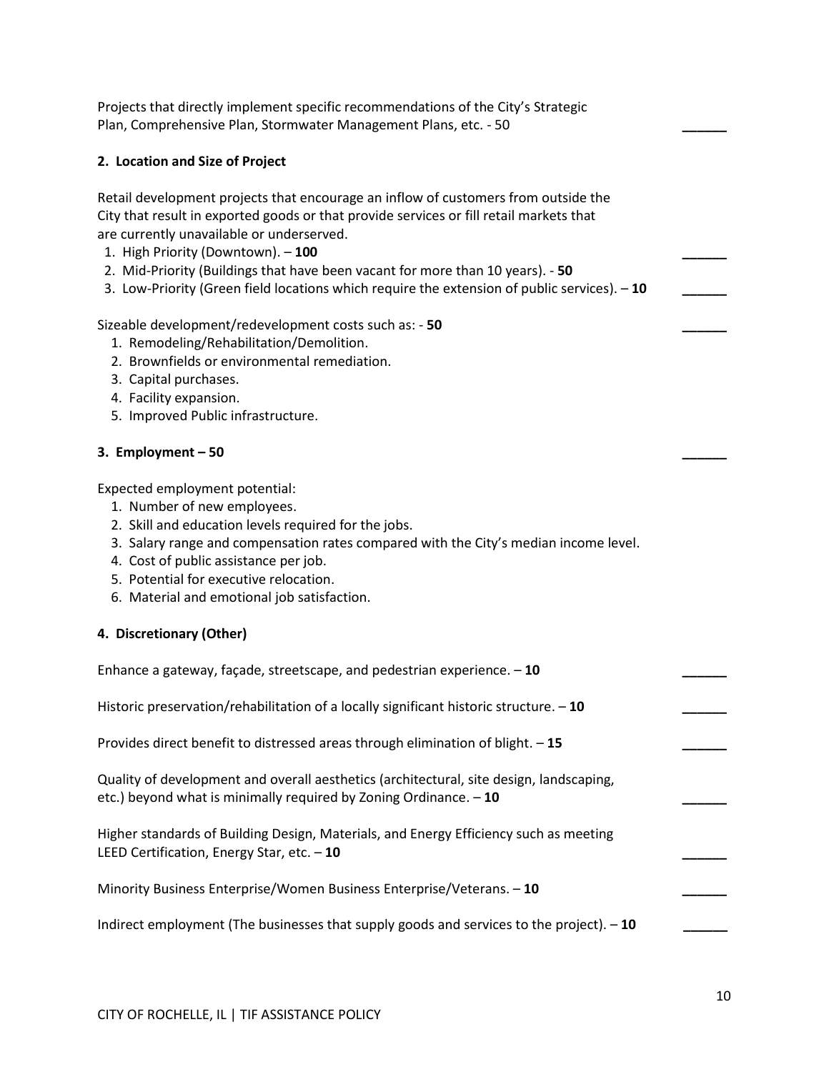Projects that directly implement specific recommendations of the City's Strategic Plan, Comprehensive Plan, Stormwater Management Plans, etc. - 50 ______

**2. Location and Size of Project**

Retail development projects that encourage an inflow of customers from outside the City that result in exported goods or that provide services or fill retail markets that are currently unavailable or underserved.

1. High Priority (Downtown). – **100** ______
2. Mid-Priority (Buildings that have been vacant for more than 10 years). - **50**
3. Low-Priority (Green field locations which require the extension of public services). – **10** ______

Sizeable development/redevelopment costs such as: - **50** ______

1. Remodeling/Rehabilitation/Demolition.
2. Brownfields or environmental remediation.
3. Capital purchases.
4. Facility expansion.
5. Improved Public infrastructure.

**3. Employment – 50** ______

Expected employment potential:

1. Number of new employees.
2. Skill and education levels required for the jobs.
3. Salary range and compensation rates compared with the City's median income level.
4. Cost of public assistance per job.
5. Potential for executive relocation.
6. Material and emotional job satisfaction.

**4. Discretionary (Other)**

Enhance a gateway, façade, streetscape, and pedestrian experience. – **10** ______

Historic preservation/rehabilitation of a locally significant historic structure. – **10** ______

Provides direct benefit to distressed areas through elimination of blight. – **15** ______

Quality of development and overall aesthetics (architectural, site design, landscaping, etc.) beyond what is minimally required by Zoning Ordinance. – **10** ______

Higher standards of Building Design, Materials, and Energy Efficiency such as meeting LEED Certification, Energy Star, etc. – **10** ______

Minority Business Enterprise/Women Business Enterprise/Veterans. – **10** ______

Indirect employment (The businesses that supply goods and services to the project). – **10** ______